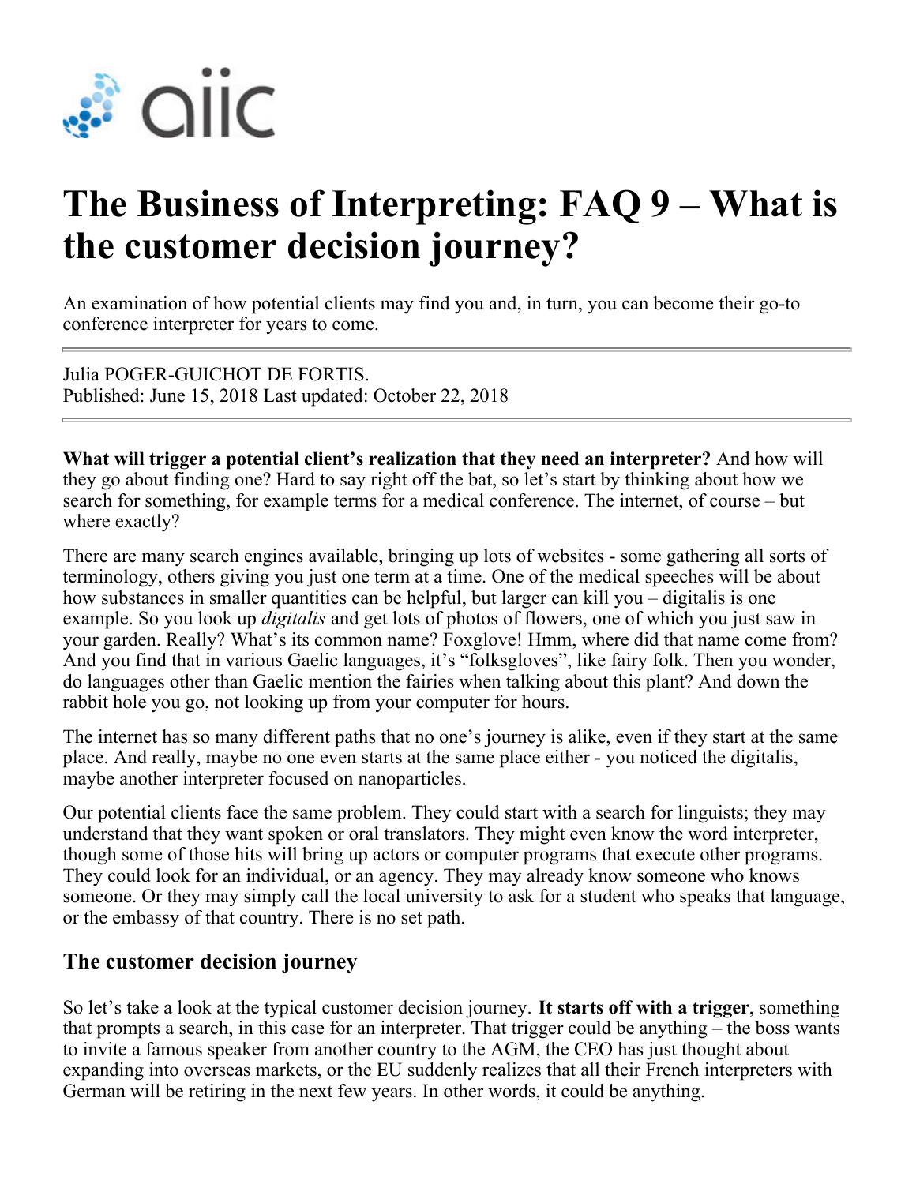# The Business of Interpreting: FAQ 9 – What is the customer decision journey?

An examination of how potential clients may find you and, in turn, you can become their go-to conference interpreter for years to come.

---

Julia POGER-GUICHOT DE FORTIS.
Published: June 15, 2018 Last updated: October 22, 2018

---

**What will trigger a potential client's realization that they need an interpreter?** And how will they go about finding one? Hard to say right off the bat, so let's start by thinking about how we search for something, for example terms for a medical conference. The internet, of course – but where exactly?

There are many search engines available, bringing up lots of websites - some gathering all sorts of terminology, others giving you just one term at a time. One of the medical speeches will be about how substances in smaller quantities can be helpful, but larger can kill you – digitalis is one example. So you look up *digitalis* and get lots of photos of flowers, one of which you just saw in your garden. Really? What's its common name? Foxglove! Hmm, where did that name come from? And you find that in various Gaelic languages, it's "folksgloves", like fairy folk. Then you wonder, do languages other than Gaelic mention the fairies when talking about this plant? And down the rabbit hole you go, not looking up from your computer for hours.

The internet has so many different paths that no one's journey is alike, even if they start at the same place. And really, maybe no one even starts at the same place either - you noticed the digitalis, maybe another interpreter focused on nanoparticles.

Our potential clients face the same problem. They could start with a search for linguists; they may understand that they want spoken or oral translators. They might even know the word interpreter, though some of those hits will bring up actors or computer programs that execute other programs. They could look for an individual, or an agency. They may already know someone who knows someone. Or they may simply call the local university to ask for a student who speaks that language, or the embassy of that country. There is no set path.

## The customer decision journey

So let's take a look at the typical customer decision journey. **It starts off with a trigger**, something that prompts a search, in this case for an interpreter. That trigger could be anything – the boss wants to invite a famous speaker from another country to the AGM, the CEO has just thought about expanding into overseas markets, or the EU suddenly realizes that all their French interpreters with German will be retiring in the next few years. In other words, it could be anything.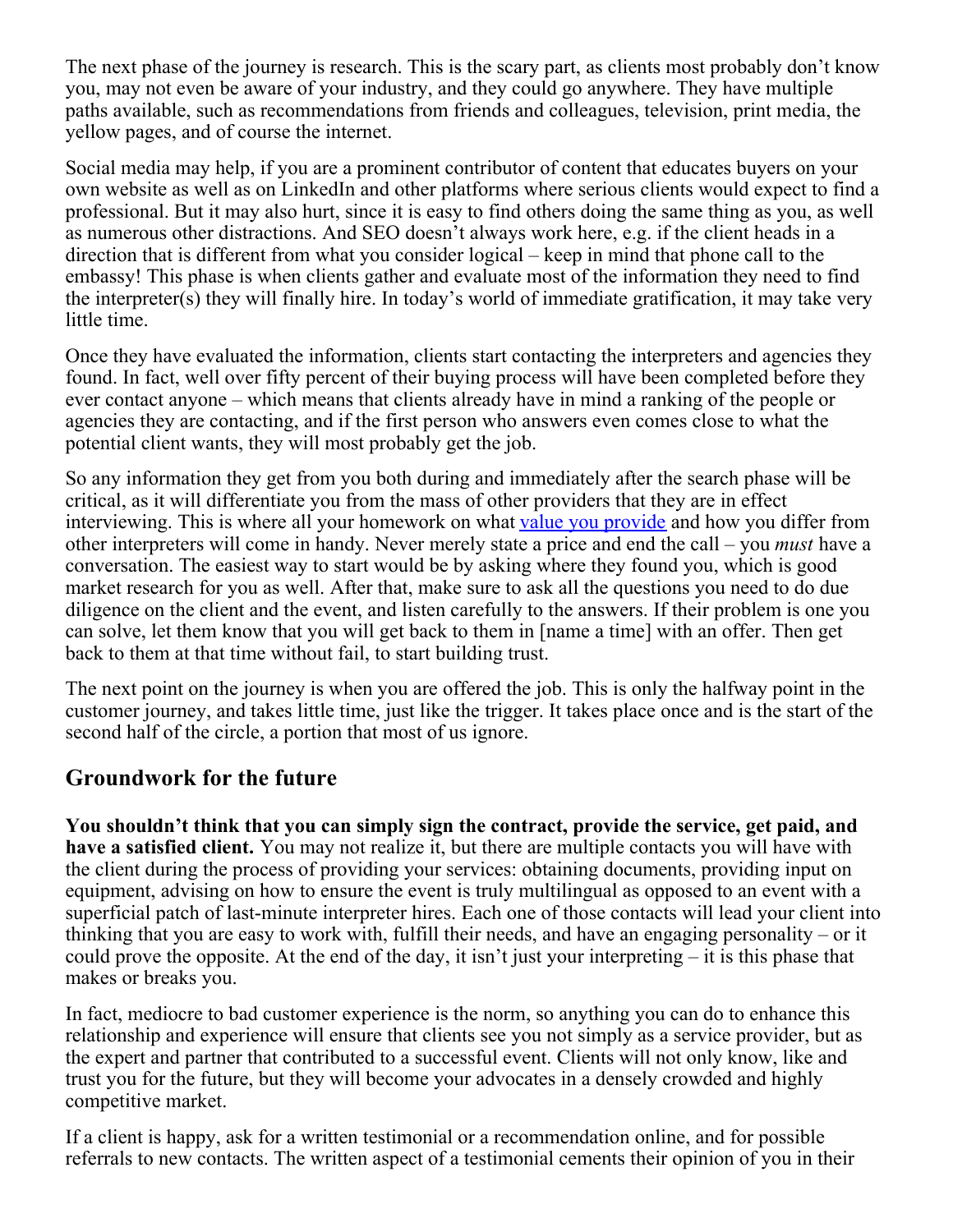The next phase of the journey is research. This is the scary part, as clients most probably don't know you, may not even be aware of your industry, and they could go anywhere. They have multiple paths available, such as recommendations from friends and colleagues, television, print media, the yellow pages, and of course the internet.

Social media may help, if you are a prominent contributor of content that educates buyers on your own website as well as on LinkedIn and other platforms where serious clients would expect to find a professional. But it may also hurt, since it is easy to find others doing the same thing as you, as well as numerous other distractions. And SEO doesn't always work here, e.g. if the client heads in a direction that is different from what you consider logical – keep in mind that phone call to the embassy! This phase is when clients gather and evaluate most of the information they need to find the interpreter(s) they will finally hire. In today's world of immediate gratification, it may take very little time.

Once they have evaluated the information, clients start contacting the interpreters and agencies they found. In fact, well over fifty percent of their buying process will have been completed before they ever contact anyone – which means that clients already have in mind a ranking of the people or agencies they are contacting, and if the first person who answers even comes close to what the potential client wants, they will most probably get the job.

So any information they get from you both during and immediately after the search phase will be critical, as it will differentiate you from the mass of other providers that they are in effect interviewing. This is where all your homework on what value you provide and how you differ from other interpreters will come in handy. Never merely state a price and end the call – you *must* have a conversation. The easiest way to start would be by asking where they found you, which is good market research for you as well. After that, make sure to ask all the questions you need to do due diligence on the client and the event, and listen carefully to the answers. If their problem is one you can solve, let them know that you will get back to them in [name a time] with an offer. Then get back to them at that time without fail, to start building trust.

The next point on the journey is when you are offered the job. This is only the halfway point in the customer journey, and takes little time, just like the trigger. It takes place once and is the start of the second half of the circle, a portion that most of us ignore.

## Groundwork for the future

**You shouldn't think that you can simply sign the contract, provide the service, get paid, and have a satisfied client.** You may not realize it, but there are multiple contacts you will have with the client during the process of providing your services: obtaining documents, providing input on equipment, advising on how to ensure the event is truly multilingual as opposed to an event with a superficial patch of last-minute interpreter hires. Each one of those contacts will lead your client into thinking that you are easy to work with, fulfill their needs, and have an engaging personality – or it could prove the opposite. At the end of the day, it isn't just your interpreting – it is this phase that makes or breaks you.

In fact, mediocre to bad customer experience is the norm, so anything you can do to enhance this relationship and experience will ensure that clients see you not simply as a service provider, but as the expert and partner that contributed to a successful event. Clients will not only know, like and trust you for the future, but they will become your advocates in a densely crowded and highly competitive market.

If a client is happy, ask for a written testimonial or a recommendation online, and for possible referrals to new contacts. The written aspect of a testimonial cements their opinion of you in their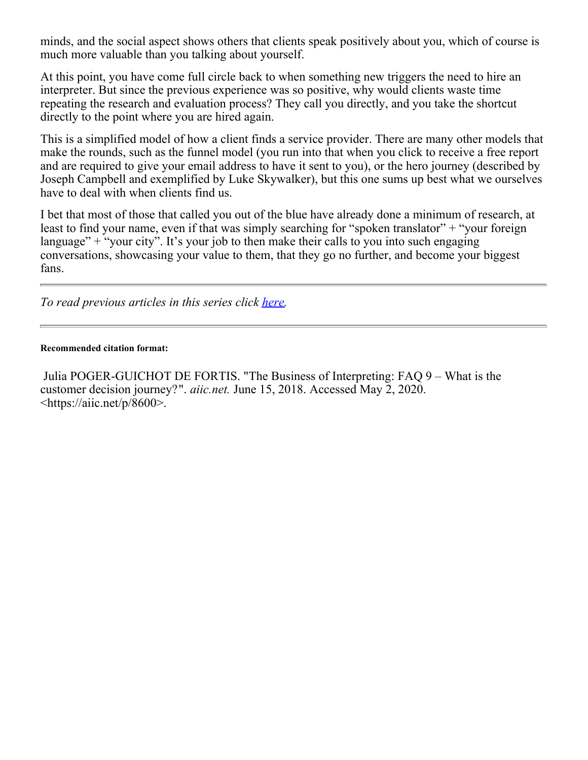minds, and the social aspect shows others that clients speak positively about you, which of course is much more valuable than you talking about yourself.

At this point, you have come full circle back to when something new triggers the need to hire an interpreter. But since the previous experience was so positive, why would clients waste time repeating the research and evaluation process? They call you directly, and you take the shortcut directly to the point where you are hired again.

This is a simplified model of how a client finds a service provider. There are many other models that make the rounds, such as the funnel model (you run into that when you click to receive a free report and are required to give your email address to have it sent to you), or the hero journey (described by Joseph Campbell and exemplified by Luke Skywalker), but this one sums up best what we ourselves have to deal with when clients find us.

I bet that most of those that called you out of the blue have already done a minimum of research, at least to find your name, even if that was simply searching for “spoken translator” + “your foreign language” + “your city”. It’s your job to then make their calls to you into such engaging conversations, showcasing your value to them, that they go no further, and become your biggest fans.

---

*To read previous articles in this series click [here](#).*

---

**Recommended citation format:**

Julia POGER-GUICHOT DE FORTIS. "The Business of Interpreting: FAQ 9 – What is the customer decision journey?". *aiic.net.* June 15, 2018. Accessed May 2, 2020. <https://aiic.net/p/8600>.